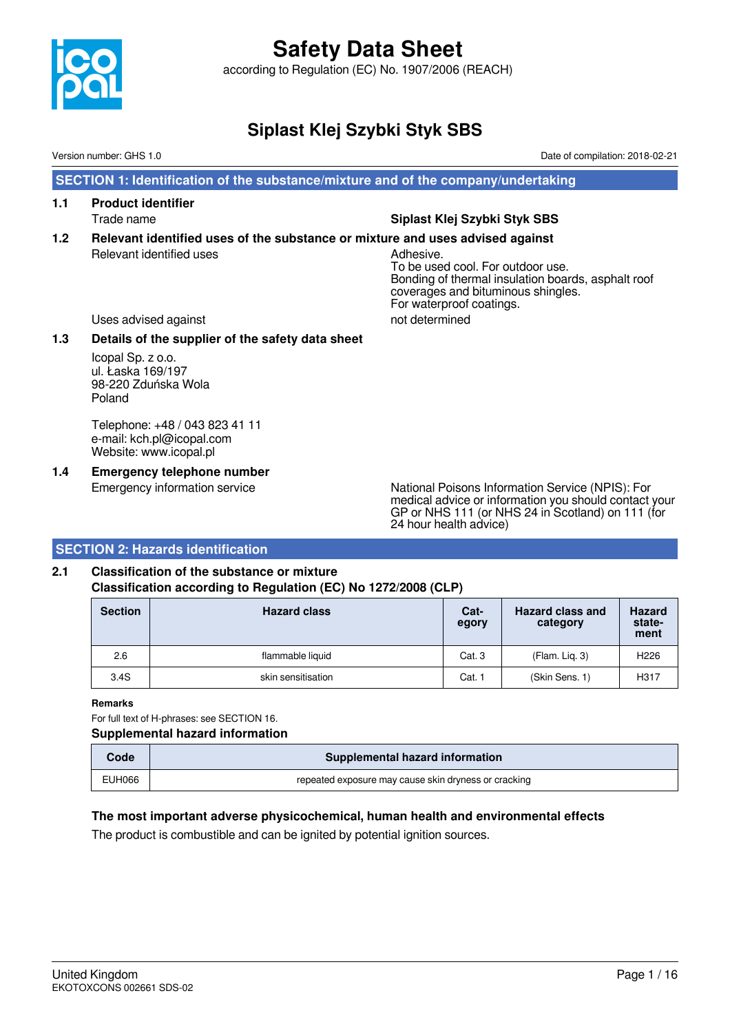# Safety Data Sheet

according to Regulation (EC) No. 1907/2006 (REACH)

# Siplast Klej Szybki Styk SBS

Version number: GHS 1.0

Date of compilation: 2018-02-21

## SECTION 1: Identification of the substance/mixture and of the company/undertaking

### 1.1 Product identifier

Trade name **Siplast Klej Szybki Styk SBS**

### 1.2 Relevant identified uses of the substance or mixture and uses advised against

Relevant identified uses

Adhesive.
To be used cool. For outdoor use.
Bonding of thermal insulation boards, asphalt roof coverages and bituminous shingles.
For waterproof coatings.

Uses advised against: not determined

### 1.3 Details of the supplier of the safety data sheet

Icopal Sp. z o.o.
ul. Łaska 169/197
98-220 Zduńska Wola
Poland

Telephone: +48 / 043 823 41 11
e-mail: kch.pl@icopal.com
Website: www.icopal.pl

### 1.4 Emergency telephone number

Emergency information service

National Poisons Information Service (NPIS): For medical advice or information you should contact your GP or NHS 111 (or NHS 24 in Scotland) on 111 (for 24 hour health advice)

## SECTION 2: Hazards identification

### 2.1 Classification of the substance or mixture

**Classification according to Regulation (EC) No 1272/2008 (CLP)**

| Section | Hazard class | Category | Hazard class and category | Hazard statement |
|---|---|---|---|---|
| 2.6 | flammable liquid | Cat. 3 | (Flam. Liq. 3) | H226 |
| 3.4S | skin sensitisation | Cat. 1 | (Skin Sens. 1) | H317 |

**Remarks**

For full text of H-phrases: see SECTION 16.

**Supplemental hazard information**

| Code | Supplemental hazard information |
|---|---|
| EUH066 | repeated exposure may cause skin dryness or cracking |

**The most important adverse physicochemical, human health and environmental effects**

The product is combustible and can be ignited by potential ignition sources.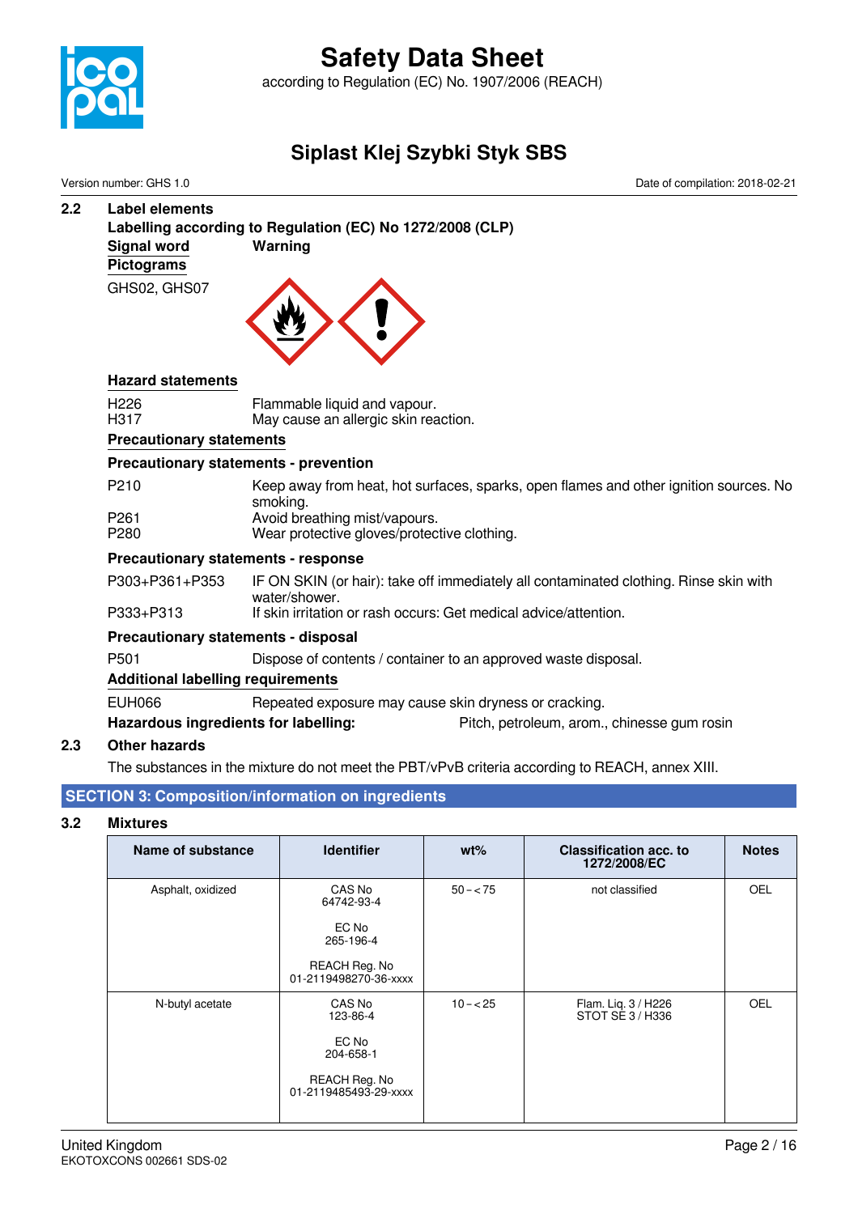## 2.2 Label elements

**Labelling according to Regulation (EC) No 1272/2008 (CLP)**

**Signal word** **Warning**

**Pictograms**

GHS02, GHS07

**Hazard statements**

| | |
|---|---|
| H226 | Flammable liquid and vapour. |
| H317 | May cause an allergic skin reaction. |

**Precautionary statements**

**Precautionary statements - prevention**

| | |
|---|---|
| P210 | Keep away from heat, hot surfaces, sparks, open flames and other ignition sources. No smoking. |
| P261 | Avoid breathing mist/vapours. |
| P280 | Wear protective gloves/protective clothing. |

**Precautionary statements - response**

| | |
|---|---|
| P303+P361+P353 | IF ON SKIN (or hair): take off immediately all contaminated clothing. Rinse skin with water/shower. |
| P333+P313 | If skin irritation or rash occurs: Get medical advice/attention. |

**Precautionary statements - disposal**

| | |
|---|---|
| P501 | Dispose of contents / container to an approved waste disposal. |

**Additional labelling requirements**

| | |
|---|---|
| EUH066 | Repeated exposure may cause skin dryness or cracking. |

**Hazardous ingredients for labeling:** Pitch, petroleum, arom., chinesse gum rosin

## 2.3 Other hazards

The substances in the mixture do not meet the PBT/vPvB criteria according to REACH, annex XIII.

# SECTION 3: Composition/information on ingredients

## 3.2 Mixtures

| Name of substance | Identifier | wt% | Classification acc. to 1272/2008/EC | Notes |
|---|---|---|---|---|
| Asphalt, oxidized | CAS No 64742-93-4<br><br>EC No 265-196-4<br><br>REACH Reg. No 01-2119498270-36-xxxx | 50 – < 75 | not classified | OEL |
| N-butyl acetate | CAS No 123-86-4<br><br>EC No 204-658-1<br><br>REACH Reg. No 01-2119485493-29-xxxx | 10 – < 25 | Flam. Liq. 3 / H226<br>STOT SE 3 / H336 | OEL |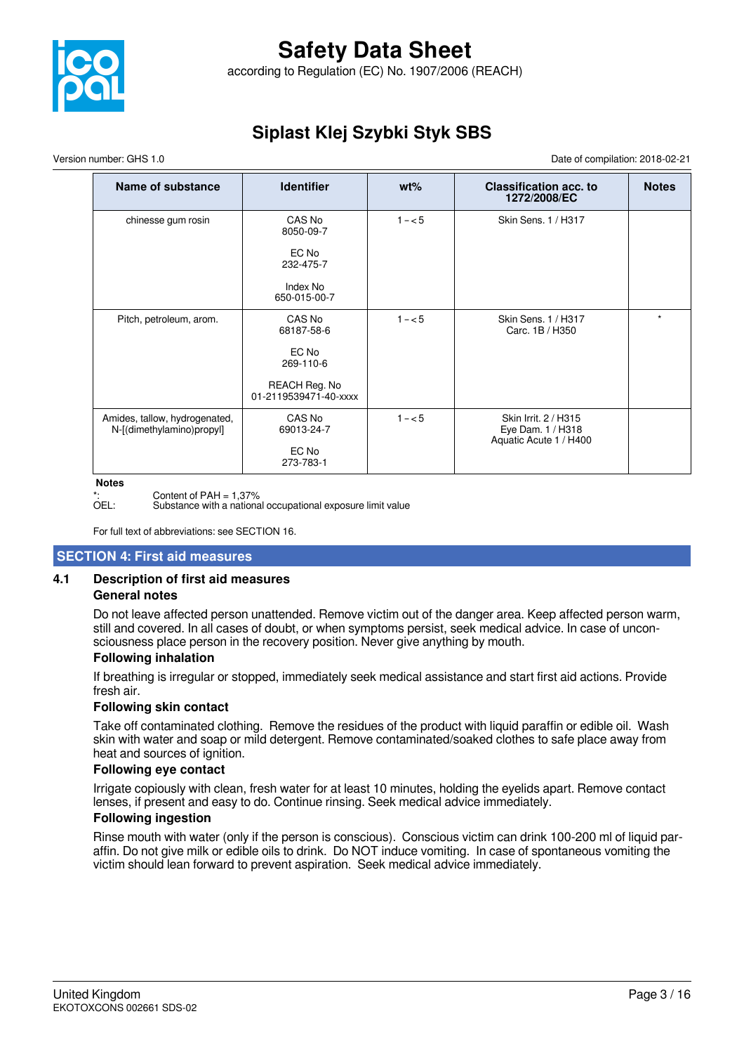| Name of substance | Identifier | wt% | Classification acc. to 1272/2008/EC | Notes |
|---|---|---|---|---|
| chinesse gum rosin | CAS No 8050-09-7<br><br>EC No 232-475-7<br><br>Index No 650-015-00-7 | 1 – < 5 | Skin Sens. 1 / H317 | |
| Pitch, petroleum, arom. | CAS No 68187-58-6<br><br>EC No 269-110-6<br><br>REACH Reg. No 01-2119539471-40-xxxx | 1 – < 5 | Skin Sens. 1 / H317<br>Carc. 1B / H350 | * |
| Amides, tallow, hydrogenated, N-[(dimethylamino)propyl] | CAS No 69013-24-7<br><br>EC No 273-783-1 | 1 – < 5 | Skin Irrit. 2 / H315<br>Eye Dam. 1 / H318<br>Aquatic Acute 1 / H400 | |

**Notes**

*: Content of PAH = 1,37%
OEL: Substance with a national occupational exposure limit value

For full text of abbreviations: see SECTION 16.

## SECTION 4: First aid measures

### 4.1 Description of first aid measures

**General notes**

Do not leave affected person unattended. Remove victim out of the danger area. Keep affected person warm, still and covered. In all cases of doubt, or when symptoms persist, seek medical advice. In case of unconsciousness place person in the recovery position. Never give anything by mouth.

**Following inhalation**

If breathing is irregular or stopped, immediately seek medical assistance and start first aid actions. Provide fresh air.

**Following skin contact**

Take off contaminated clothing. Remove the residues of the product with liquid paraffin or edible oil. Wash skin with water and soap or mild detergent. Remove contaminated/soaked clothes to safe place away from heat and sources of ignition.

**Following eye contact**

Irrigate copiously with clean, fresh water for at least 10 minutes, holding the eyelids apart. Remove contact lenses, if present and easy to do. Continue rinsing. Seek medical advice immediately.

**Following ingestion**

Rinse mouth with water (only if the person is conscious). Conscious victim can drink 100-200 ml of liquid paraffin. Do not give milk or edible oils to drink. Do NOT induce vomiting. In case of spontaneous vomiting the victim should lean forward to prevent aspiration. Seek medical advice immediately.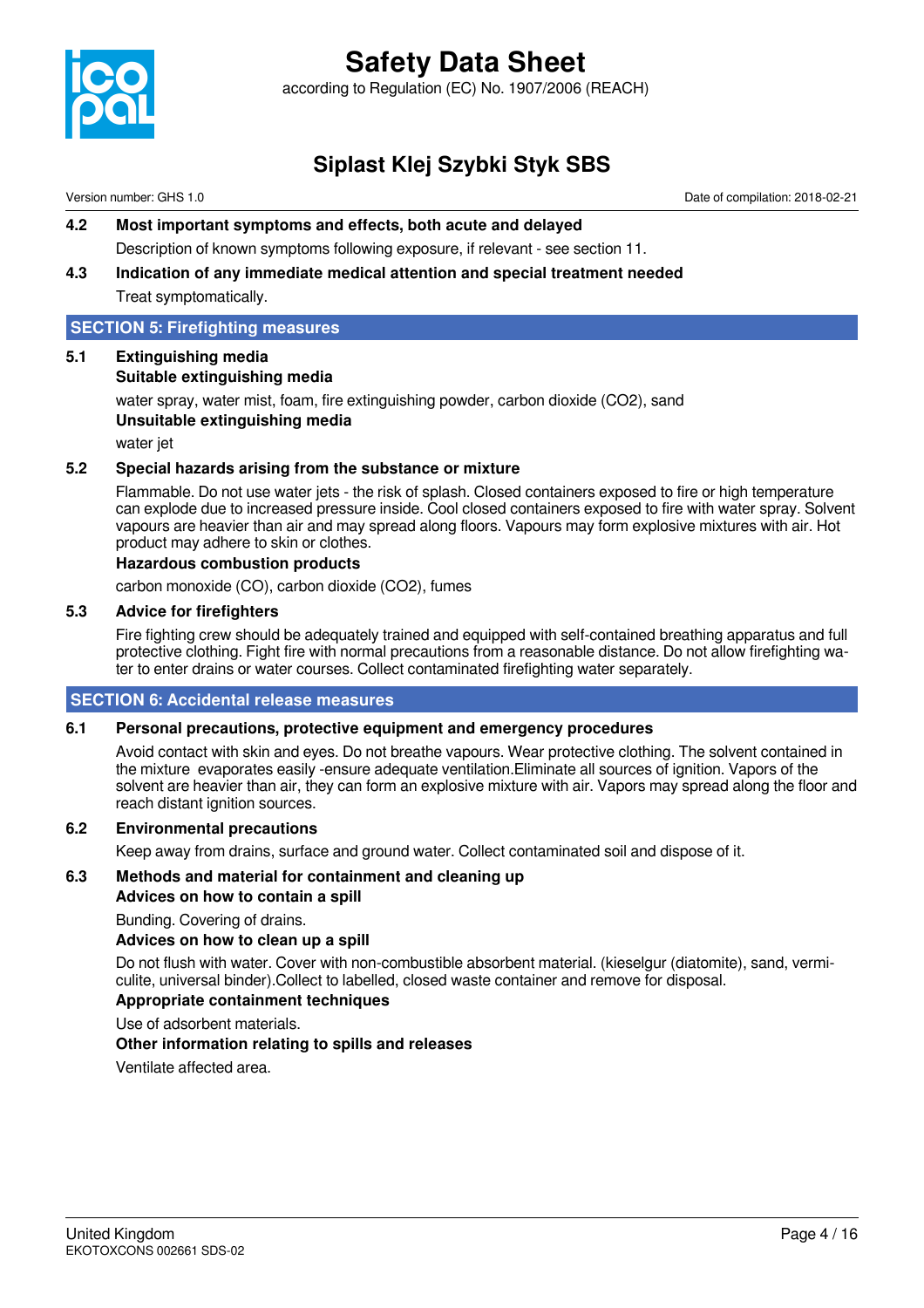### 4.2 Most important symptoms and effects, both acute and delayed

Description of known symptoms following exposure, if relevant - see section 11.

### 4.3 Indication of any immediate medical attention and special treatment needed

Treat symptomatically.

## SECTION 5: Firefighting measures

### 5.1 Extinguishing media

**Suitable extinguishing media**

water spray, water mist, foam, fire extinguishing powder, carbon dioxide ($CO_2$), sand

**Unsuitable extinguishing media**

water jet

### 5.2 Special hazards arising from the substance or mixture

Flammable. Do not use water jets - the risk of splash. Closed containers exposed to fire or high temperature can explode due to increased pressure inside. Cool closed containers exposed to fire with water spray. Solvent vapours are heavier than air and may spread along floors. Vapours may form explosive mixtures with air. Hot product may adhere to skin or clothes.

**Hazardous combustion products**

carbon monoxide (CO), carbon dioxide ($CO_2$), fumes

### 5.3 Advice for firefighters

Fire fighting crew should be adequately trained and equipped with self-contained breathing apparatus and full protective clothing. Fight fire with normal precautions from a reasonable distance. Do not allow firefighting water to enter drains or water courses. Collect contaminated firefighting water separately.

## SECTION 6: Accidental release measures

### 6.1 Personal precautions, protective equipment and emergency procedures

Avoid contact with skin and eyes. Do not breathe vapours. Wear protective clothing. The solvent contained in the mixture evaporates easily -ensure adequate ventilation.Eliminate all sources of ignition. Vapors of the solvent are heavier than air, they can form an explosive mixture with air. Vapors may spread along the floor and reach distant ignition sources.

### 6.2 Environmental precautions

Keep away from drains, surface and ground water. Collect contaminated soil and dispose of it.

### 6.3 Methods and material for containment and cleaning up

**Advices on how to contain a spill**

Bunding. Covering of drains.

**Advices on how to clean up a spill**

Do not flush with water. Cover with non-combustible absorbent material. (kieselgur (diatomite), sand, vermiculite, universal binder).Collect to labelled, closed waste container and remove for disposal.

**Appropriate containment techniques**

Use of adsorbent materials.

**Other information relating to spills and releases**

Ventilate affected area.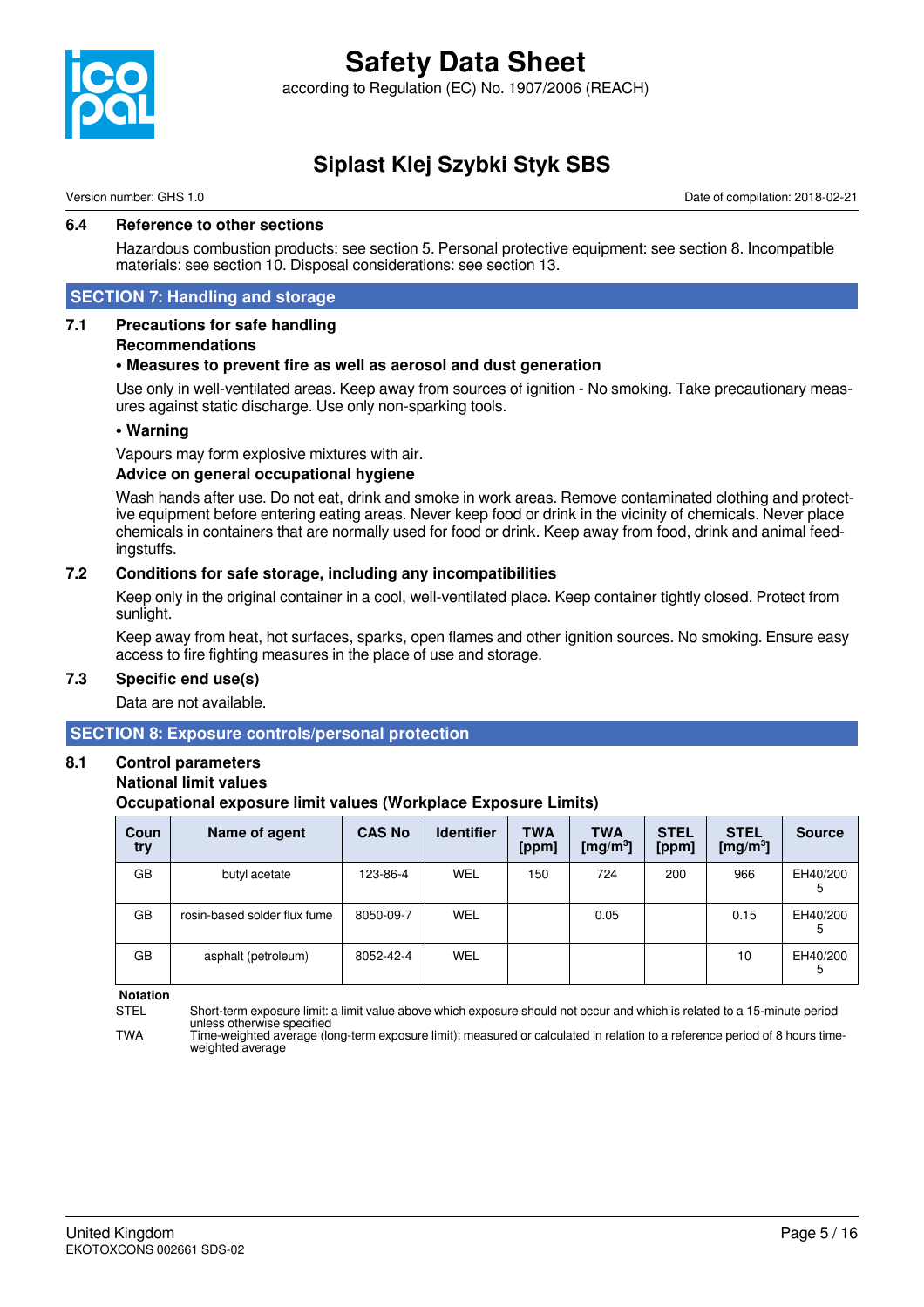### 6.4 Reference to other sections

Hazardous combustion products: see section 5. Personal protective equipment: see section 8. Incompatible materials: see section 10. Disposal considerations: see section 13.

## SECTION 7: Handling and storage

### 7.1 Precautions for safe handling

**Recommendations**

**• Measures to prevent fire as well as aerosol and dust generation**

Use only in well-ventilated areas. Keep away from sources of ignition - No smoking. Take precautionary measures against static discharge. Use only non-sparking tools.

**• Warning**

Vapours may form explosive mixtures with air.

**Advice on general occupational hygiene**

Wash hands after use. Do not eat, drink and smoke in work areas. Remove contaminated clothing and protective equipment before entering eating areas. Never keep food or drink in the vicinity of chemicals. Never place chemicals in containers that are normally used for food or drink. Keep away from food, drink and animal feedingstuffs.

### 7.2 Conditions for safe storage, including any incompatibilities

Keep only in the original container in a cool, well-ventilated place. Keep container tightly closed. Protect from sunlight.

Keep away from heat, hot surfaces, sparks, open flames and other ignition sources. No smoking. Ensure easy access to fire fighting measures in the place of use and storage.

### 7.3 Specific end use(s)

Data are not available.

## SECTION 8: Exposure controls/personal protection

### 8.1 Control parameters

**National limit values**

**Occupational exposure limit values (Workplace Exposure Limits)**

| Country | Name of agent | CAS No | Identifier | TWA [ppm] | TWA [mg/m³] | STEL [ppm] | STEL [mg/m³] | Source |
|---|---|---|---|---|---|---|---|---|
| GB | butyl acetate | 123-86-4 | WEL | 150 | 724 | 200 | 966 | EH40/2005 |
| GB | rosin-based solder flux fume | 8050-09-7 | WEL | | 0.05 | | 0.15 | EH40/2005 |
| GB | asphalt (petroleum) | 8052-42-4 | WEL | | | | 10 | EH40/2005 |

**Notation**

STEL: Short-term exposure limit: a limit value above which exposure should not occur and which is related to a 15-minute period unless otherwise specified

TWA: Time-weighted average (long-term exposure limit): measured or calculated in relation to a reference period of 8 hours time-weighted average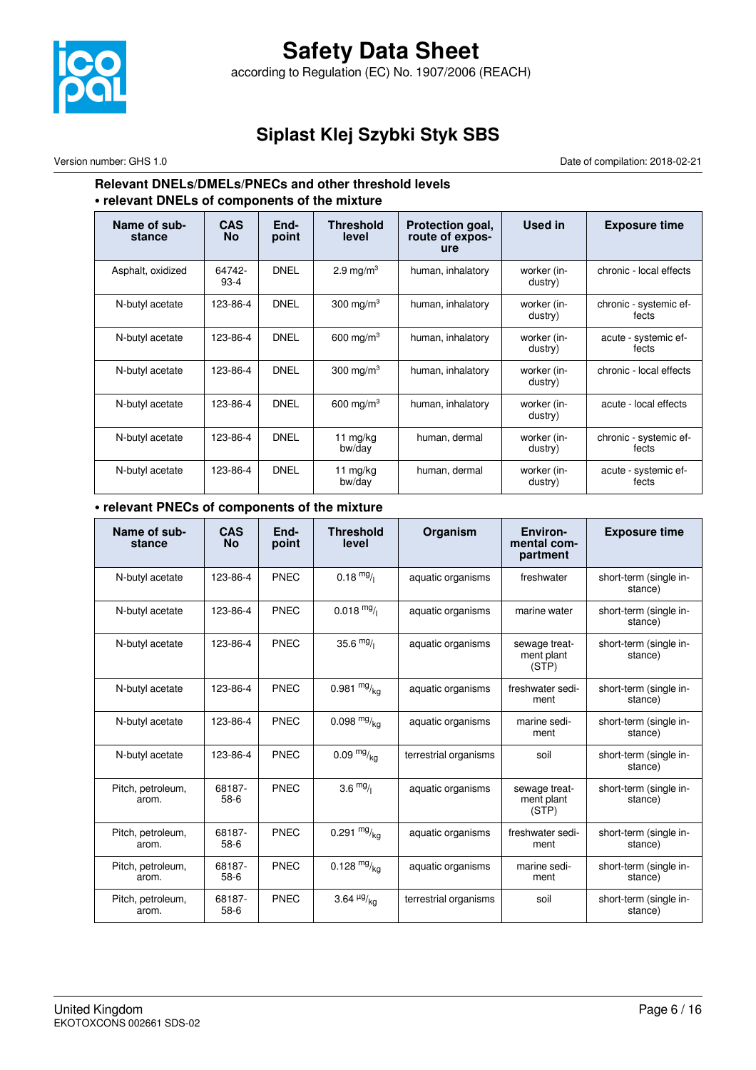### Relevant DNELs/DMELs/PNECs and other threshold levels

#### • relevant DNELs of components of the mixture

| Name of substance | CAS No | Endpoint | Threshold level | Protection goal, route of exposure | Used in | Exposure time |
|---|---|---|---|---|---|---|
| Asphalt, oxidized | 64742-93-4 | DNEL | 2.9 mg/m³ | human, inhalatory | worker (industry) | chronic - local effects |
| N-butyl acetate | 123-86-4 | DNEL | 300 mg/m³ | human, inhalatory | worker (industry) | chronic - systemic effects |
| N-butyl acetate | 123-86-4 | DNEL | 600 mg/m³ | human, inhalatory | worker (industry) | acute - systemic effects |
| N-butyl acetate | 123-86-4 | DNEL | 300 mg/m³ | human, inhalatory | worker (industry) | chronic - local effects |
| N-butyl acetate | 123-86-4 | DNEL | 600 mg/m³ | human, inhalatory | worker (industry) | acute - local effects |
| N-butyl acetate | 123-86-4 | DNEL | 11 mg/kg bw/day | human, dermal | worker (industry) | chronic - systemic effects |
| N-butyl acetate | 123-86-4 | DNEL | 11 mg/kg bw/day | human, dermal | worker (industry) | acute - systemic effects |

#### • relevant PNECs of components of the mixture

| Name of substance | CAS No | Endpoint | Threshold level | Organism | Environmental compartment | Exposure time |
|---|---|---|---|---|---|---|
| N-butyl acetate | 123-86-4 | PNEC | 0.18 mg/l | aquatic organisms | freshwater | short-term (single instance) |
| N-butyl acetate | 123-86-4 | PNEC | 0.018 mg/l | aquatic organisms | marine water | short-term (single instance) |
| N-butyl acetate | 123-86-4 | PNEC | 35.6 mg/l | aquatic organisms | sewage treatment plant (STP) | short-term (single instance) |
| N-butyl acetate | 123-86-4 | PNEC | 0.981 mg/kg | aquatic organisms | freshwater sediment | short-term (single instance) |
| N-butyl acetate | 123-86-4 | PNEC | 0.098 mg/kg | aquatic organisms | marine sediment | short-term (single instance) |
| N-butyl acetate | 123-86-4 | PNEC | 0.09 mg/kg | terrestrial organisms | soil | short-term (single instance) |
| Pitch, petroleum, arom. | 68187-58-6 | PNEC | 3.6 mg/l | aquatic organisms | sewage treatment plant (STP) | short-term (single instance) |
| Pitch, petroleum, arom. | 68187-58-6 | PNEC | 0.291 mg/kg | aquatic organisms | freshwater sediment | short-term (single instance) |
| Pitch, petroleum, arom. | 68187-58-6 | PNEC | 0.128 mg/kg | aquatic organisms | marine sediment | short-term (single instance) |
| Pitch, petroleum, arom. | 68187-58-6 | PNEC | 3.64 µg/kg | terrestrial organisms | soil | short-term (single instance) |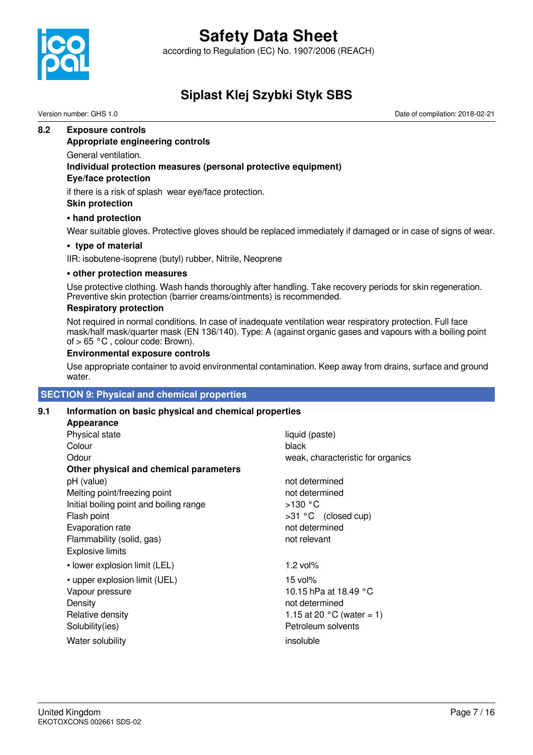### 8.2 Exposure controls

**Appropriate engineering controls**

General ventilation.

**Individual protection measures (personal protective equipment)**

**Eye/face protection**

if there is a risk of splash wear eye/face protection.

**Skin protection**

**• hand protection**

Wear suitable gloves. Protective gloves should be replaced immediately if damaged or in case of signs of wear.

**• type of material**

IIR: isobutene-isoprene (butyl) rubber, Nitrile, Neoprene

**• other protection measures**

Use protective clothing. Wash hands thoroughly after handling. Take recovery periods for skin regeneration. Preventive skin protection (barrier creams/ointments) is recommended.

**Respiratory protection**

Not required in normal conditions. In case of inadequate ventilation wear respiratory protection. Full face mask/half mask/quarter mask (EN 136/140). Type: A (against organic gases and vapours with a boiling point of > 65 °C , colour code: Brown).

**Environmental exposure controls**

Use appropriate container to avoid environmental contamination. Keep away from drains, surface and ground water.

## SECTION 9: Physical and chemical properties

### 9.1 Information on basic physical and chemical properties

| | |
|---|---|
| **Appearance** | |
| Physical state | liquid (paste) |
| Colour | black |
| Odour | weak, characteristic for organics |
| **Other physical and chemical parameters** | |
| pH (value) | not determined |
| Melting point/freezing point | not determined |
| Initial boiling point and boiling range | >130 °C |
| Flash point | >31 °C (closed cup) |
| Evaporation rate | not determined |
| Flammability (solid, gas) | not relevant |
| Explosive limits | |
| • lower explosion limit (LEL) | 1.2 vol% |
| • upper explosion limit (UEL) | 15 vol% |
| Vapour pressure | 10.15 hPa at 18.49 °C |
| Density | not determined |
| Relative density | 1.15 at 20 °C (water = 1) |
| Solubility(ies) | Petroleum solvents |
| Water solubility | insoluble |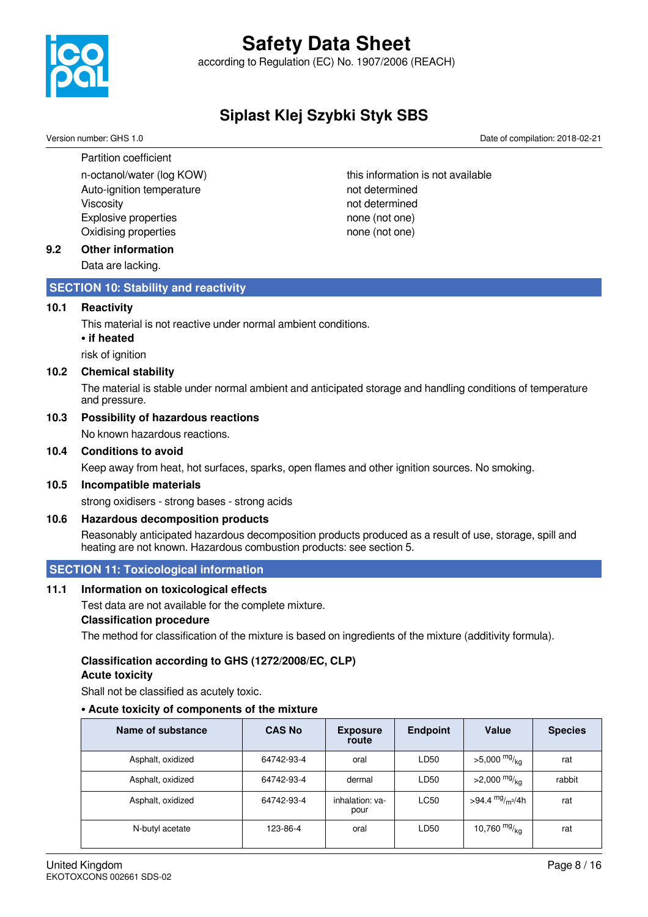Partition coefficient

| | |
|---|---|
| n-octanol/water (log KOW) | this information is not available |
| Auto-ignition temperature | not determined |
| Viscosity | not determined |
| Explosive properties | none (not one) |
| Oxidising properties | none (not one) |

### 9.2 Other information

Data are lacking.

## SECTION 10: Stability and reactivity

### 10.1 Reactivity

This material is not reactive under normal ambient conditions.

**• if heated**

risk of ignition

### 10.2 Chemical stability

The material is stable under normal ambient and anticipated storage and handling conditions of temperature and pressure.

### 10.3 Possibility of hazardous reactions

No known hazardous reactions.

### 10.4 Conditions to avoid

Keep away from heat, hot surfaces, sparks, open flames and other ignition sources. No smoking.

### 10.5 Incompatible materials

strong oxidisers - strong bases - strong acids

### 10.6 Hazardous decomposition products

Reasonably anticipated hazardous decomposition products produced as a result of use, storage, spill and heating are not known. Hazardous combustion products: see section 5.

## SECTION 11: Toxicological information

### 11.1 Information on toxicological effects

Test data are not available for the complete mixture.

**Classification procedure**

The method for classification of the mixture is based on ingredients of the mixture (additivity formula).

**Classification according to GHS (1272/2008/EC, CLP)**

**Acute toxicity**

Shall not be classified as acutely toxic.

**• Acute toxicity of components of the mixture**

| Name of substance | CAS No | Exposure route | Endpoint | Value | Species |
|---|---|---|---|---|---|
| Asphalt, oxidized | 64742-93-4 | oral | LD50 | >5,000 $^{mg}/_{kg}$ | rat |
| Asphalt, oxidized | 64742-93-4 | dermal | LD50 | >2,000 $^{mg}/_{kg}$ | rabbit |
| Asphalt, oxidized | 64742-93-4 | inhalation: vapour | LC50 | >94.4 $^{mg}/_{m^3}/4h$ | rat |
| N-butyl acetate | 123-86-4 | oral | LD50 | 10,760 $^{mg}/_{kg}$ | rat |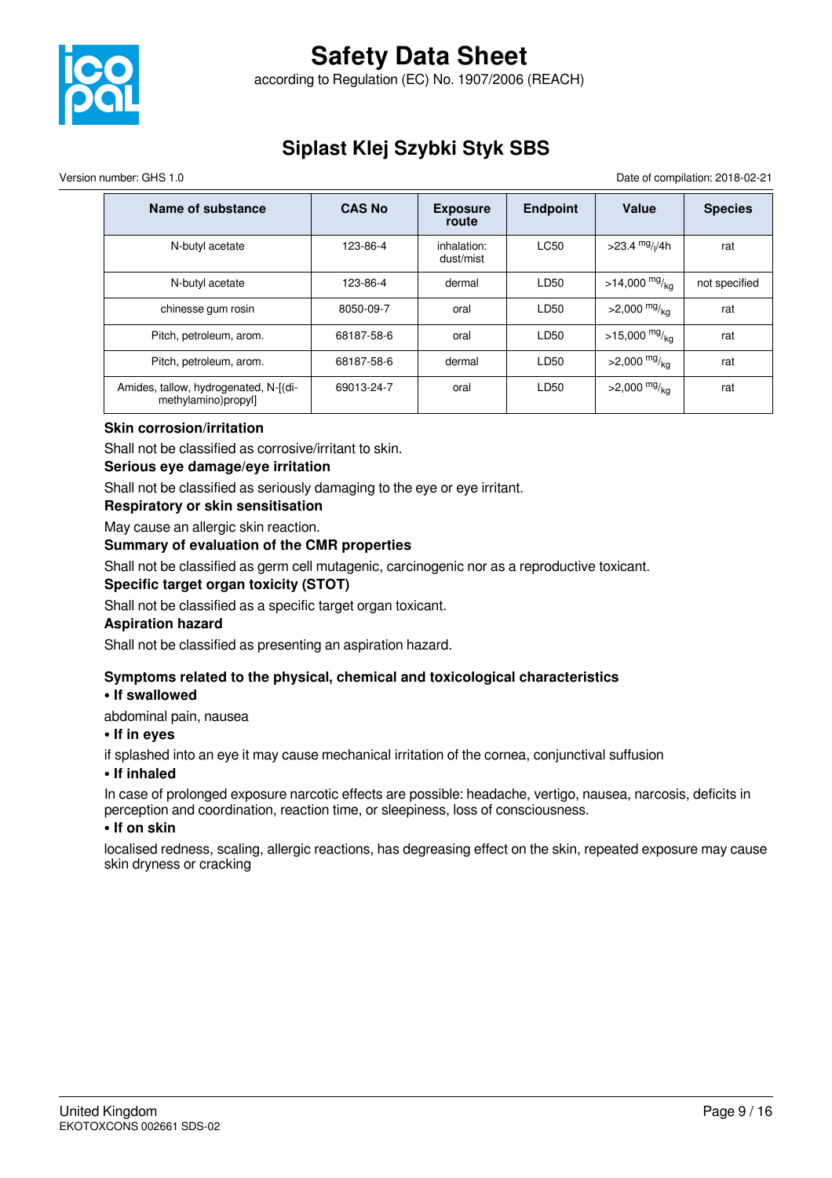| Name of substance | CAS No | Exposure route | Endpoint | Value | Species |
|---|---|---|---|---|---|
| N-butyl acetate | 123-86-4 | inhalation: dust/mist | LC50 | >23.4 $^{mg}/_{l}$/4h | rat |
| N-butyl acetate | 123-86-4 | dermal | LD50 | >14,000 $^{mg}/_{kg}$ | not specified |
| chinesse gum rosin | 8050-09-7 | oral | LD50 | >2,000 $^{mg}/_{kg}$ | rat |
| Pitch, petroleum, arom. | 68187-58-6 | oral | LD50 | >15,000 $^{mg}/_{kg}$ | rat |
| Pitch, petroleum, arom. | 68187-58-6 | dermal | LD50 | >2,000 $^{mg}/_{kg}$ | rat |
| Amides, tallow, hydrogenated, N-[(di-methylamino)propyl] | 69013-24-7 | oral | LD50 | >2,000 $^{mg}/_{kg}$ | rat |

**Skin corrosion/irritation**

Shall not be classified as corrosive/irritant to skin.

**Serious eye damage/eye irritation**

Shall not be classified as seriously damaging to the eye or eye irritant.

**Respiratory or skin sensitisation**

May cause an allergic skin reaction.

**Summary of evaluation of the CMR properties**

Shall not be classified as germ cell mutagenic, carcinogenic nor as a reproductive toxicant.

**Specific target organ toxicity (STOT)**

Shall not be classified as a specific target organ toxicant.

**Aspiration hazard**

Shall not be classified as presenting an aspiration hazard.

**Symptoms related to the physical, chemical and toxicological characteristics**

**• If swallowed**

abdominal pain, nausea

**• If in eyes**

if splashed into an eye it may cause mechanical irritation of the cornea, conjunctival suffusion

**• If inhaled**

In case of prolonged exposure narcotic effects are possible: headache, vertigo, nausea, narcosis, deficits in perception and coordination, reaction time, or sleepiness, loss of consciousness.

**• If on skin**

localised redness, scaling, allergic reactions, has degreasing effect on the skin, repeated exposure may cause skin dryness or cracking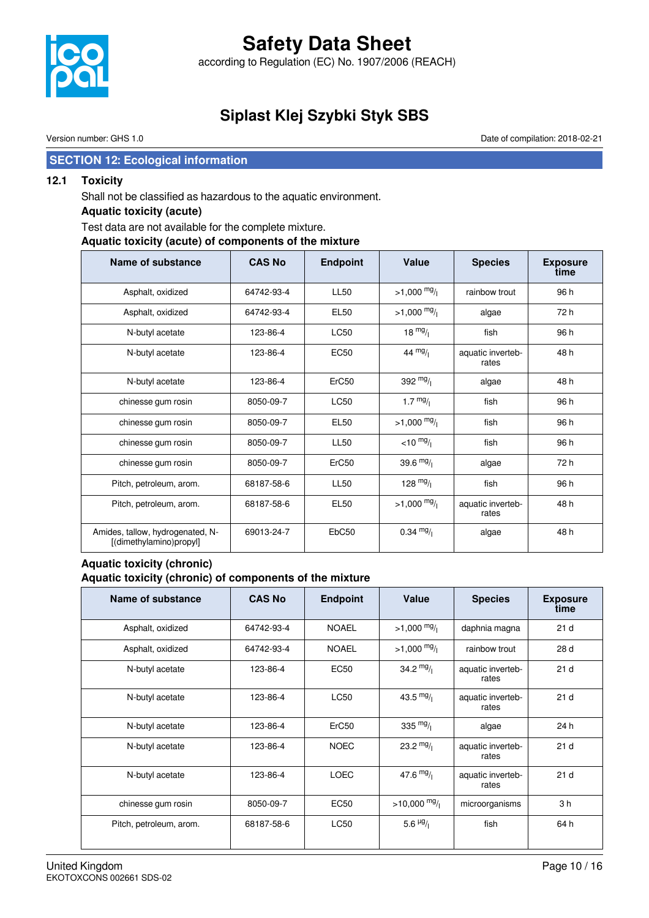## SECTION 12: Ecological information

### 12.1 Toxicity

Shall not be classified as hazardous to the aquatic environment.

**Aquatic toxicity (acute)**

Test data are not available for the complete mixture.

**Aquatic toxicity (acute) of components of the mixture**

| Name of substance | CAS No | Endpoint | Value | Species | Exposure time |
|---|---|---|---|---|---|
| Asphalt, oxidized | 64742-93-4 | LL50 | >1,000 mg/l | rainbow trout | 96 h |
| Asphalt, oxidized | 64742-93-4 | EL50 | >1,000 mg/l | algae | 72 h |
| N-butyl acetate | 123-86-4 | LC50 | 18 mg/l | fish | 96 h |
| N-butyl acetate | 123-86-4 | EC50 | 44 mg/l | aquatic invertebrates | 48 h |
| N-butyl acetate | 123-86-4 | ErC50 | 392 mg/l | algae | 48 h |
| chinesse gum rosin | 8050-09-7 | LC50 | 1.7 mg/l | fish | 96 h |
| chinesse gum rosin | 8050-09-7 | EL50 | >1,000 mg/l | fish | 96 h |
| chinesse gum rosin | 8050-09-7 | LL50 | <10 mg/l | fish | 96 h |
| chinesse gum rosin | 8050-09-7 | ErC50 | 39.6 mg/l | algae | 72 h |
| Pitch, petroleum, arom. | 68187-58-6 | LL50 | 128 mg/l | fish | 96 h |
| Pitch, petroleum, arom. | 68187-58-6 | EL50 | >1,000 mg/l | aquatic invertebrates | 48 h |
| Amides, tallow, hydrogenated, N-[(dimethylamino)propyl] | 69013-24-7 | EbC50 | 0.34 mg/l | algae | 48 h |

**Aquatic toxicity (chronic)**

**Aquatic toxicity (chronic) of components of the mixture**

| Name of substance | CAS No | Endpoint | Value | Species | Exposure time |
|---|---|---|---|---|---|
| Asphalt, oxidized | 64742-93-4 | NOAEL | >1,000 mg/l | daphnia magna | 21 d |
| Asphalt, oxidized | 64742-93-4 | NOAEL | >1,000 mg/l | rainbow trout | 28 d |
| N-butyl acetate | 123-86-4 | EC50 | 34.2 mg/l | aquatic invertebrates | 21 d |
| N-butyl acetate | 123-86-4 | LC50 | 43.5 mg/l | aquatic invertebrates | 21 d |
| N-butyl acetate | 123-86-4 | ErC50 | 335 mg/l | algae | 24 h |
| N-butyl acetate | 123-86-4 | NOEC | 23.2 mg/l | aquatic invertebrates | 21 d |
| N-butyl acetate | 123-86-4 | LOEC | 47.6 mg/l | aquatic invertebrates | 21 d |
| chinesse gum rosin | 8050-09-7 | EC50 | >10,000 mg/l | microorganisms | 3 h |
| Pitch, petroleum, arom. | 68187-58-6 | LC50 | 5.6 µg/l | fish | 64 h |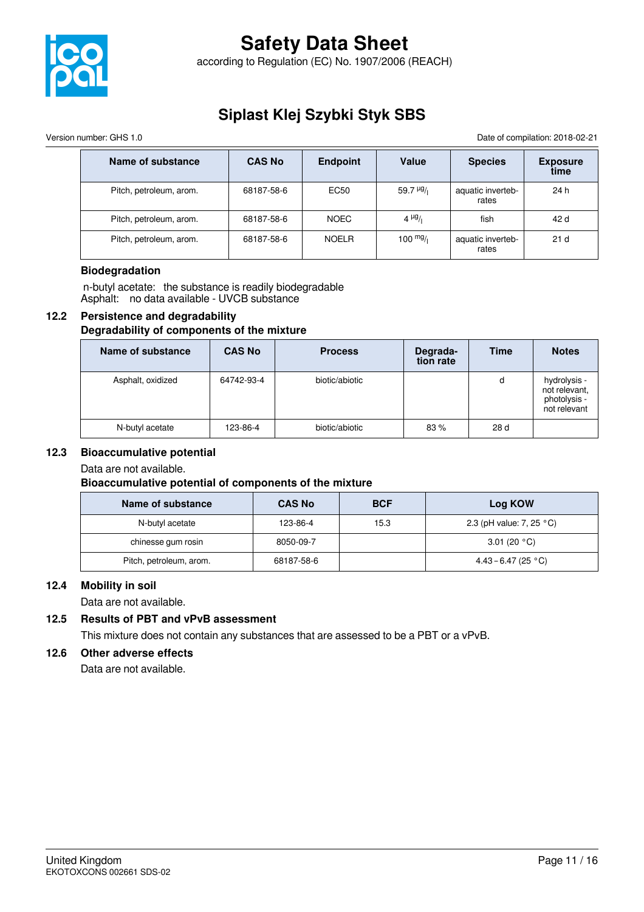| Name of substance | CAS No | Endpoint | Value | Species | Exposure time |
|---|---|---|---|---|---|
| Pitch, petroleum, arom. | 68187-58-6 | EC50 | 59.7 µg/l | aquatic invertebrates | 24 h |
| Pitch, petroleum, arom. | 68187-58-6 | NOEC | 4 µg/l | fish | 42 d |
| Pitch, petroleum, arom. | 68187-58-6 | NOELR | 100 mg/l | aquatic invertebrates | 21 d |

**Biodegradation**

n-butyl acetate: the substance is readily biodegradable
Asphalt: no data available - UVCB substance

## 12.2 Persistence and degradability

**Degradability of components of the mixture**

| Name of substance | CAS No | Process | Degradation rate | Time | Notes |
|---|---|---|---|---|---|
| Asphalt, oxidized | 64742-93-4 | biotic/abiotic | | d | hydrolysis - not relevant, photolysis - not relevant |
| N-butyl acetate | 123-86-4 | biotic/abiotic | 83 % | 28 d | |

## 12.3 Bioaccumulative potential

Data are not available.

**Bioaccumulative potential of components of the mixture**

| Name of substance | CAS No | BCF | Log KOW |
|---|---|---|---|
| N-butyl acetate | 123-86-4 | 15.3 | 2.3 (pH value: 7, 25 °C) |
| chinesse gum rosin | 8050-09-7 | | 3.01 (20 °C) |
| Pitch, petroleum, arom. | 68187-58-6 | | 4.43 – 6.47 (25 °C) |

## 12.4 Mobility in soil

Data are not available.

## 12.5 Results of PBT and vPvB assessment

This mixture does not contain any substances that are assessed to be a PBT or a vPvB.

## 12.6 Other adverse effects

Data are not available.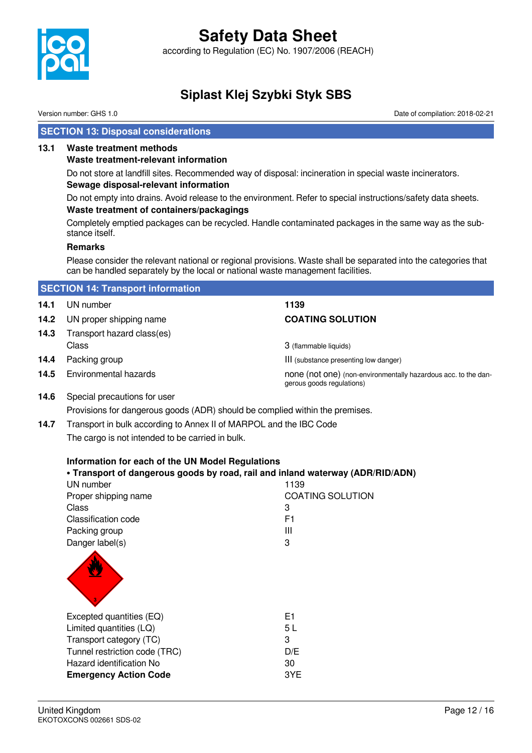## SECTION 13: Disposal considerations

### 13.1 Waste treatment methods

**Waste treatment-relevant information**

Do not store at landfill sites. Recommended way of disposal: incineration in special waste incinerators.

**Sewage disposal-relevant information**

Do not empty into drains. Avoid release to the environment. Refer to special instructions/safety data sheets.

**Waste treatment of containers/packagings**

Completely emptied packages can be recycled. Handle contaminated packages in the same way as the substance itself.

**Remarks**

Please consider the relevant national or regional provisions. Waste shall be separated into the categories that can be handled separately by the local or national waste management facilities.

## SECTION 14: Transport information

| | | |
|---|---|---|
| **14.1** | UN number | **1139** |
| **14.2** | UN proper shipping name | **COATING SOLUTION** |
| **14.3** | Transport hazard class(es) | |
| | Class | 3 (flammable liquids) |
| **14.4** | Packing group | III (substance presenting low danger) |
| **14.5** | Environmental hazards | none (not one) (non-environmentally hazardous acc. to the dangerous goods regulations) |

**14.6** Special precautions for user

Provisions for dangerous goods (ADR) should be complied within the premises.

**14.7** Transport in bulk according to Annex II of MARPOL and the IBC Code

The cargo is not intended to be carried in bulk.

**Information for each of the UN Model Regulations**

**• Transport of dangerous goods by road, rail and inland waterway (ADR/RID/ADN)**

| | |
|---|---|
| UN number | 1139 |
| Proper shipping name | COATING SOLUTION |
| Class | 3 |
| Classification code | F1 |
| Packing group | III |
| Danger label(s) | 3 |
| Excepted quantities (EQ) | E1 |
| Limited quantities (LQ) | 5 L |
| Transport category (TC) | 3 |
| Tunnel restriction code (TRC) | D/E |
| Hazard identification No | 30 |
| **Emergency Action Code** | 3YE |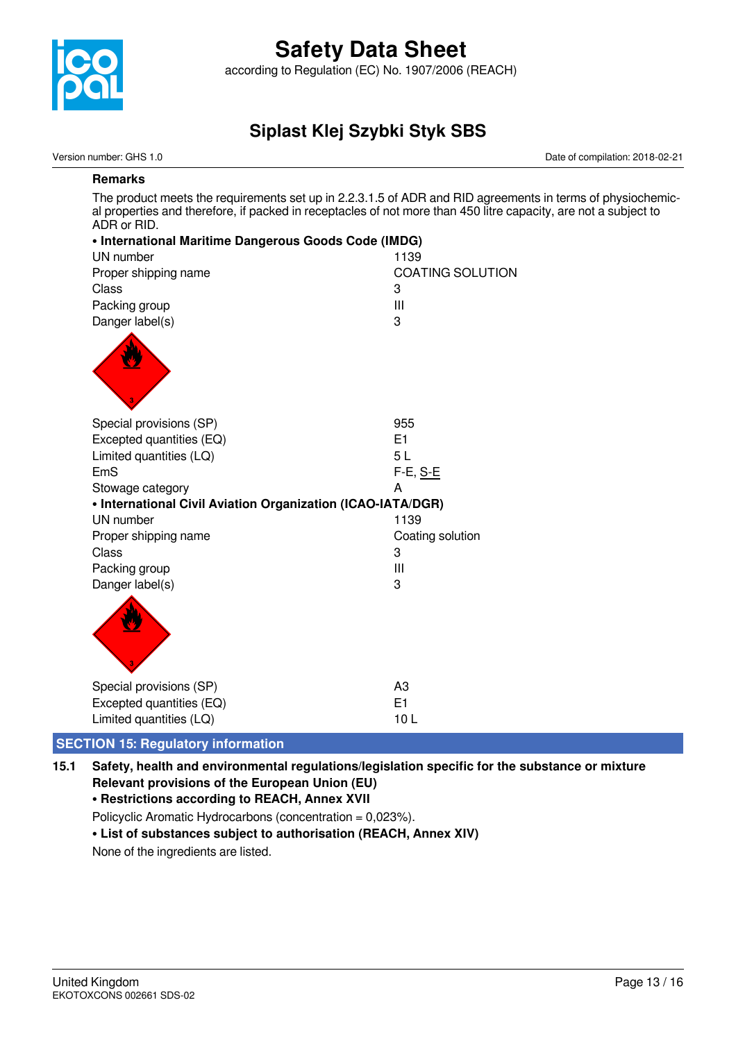**Remarks**

The product meets the requirements set up in 2.2.3.1.5 of ADR and RID agreements in terms of physiochemical properties and therefore, if packed in receptacles of not more than 450 litre capacity, are not a subject to ADR or RID.

**• International Maritime Dangerous Goods Code (IMDG)**

| | |
|---|---|
| UN number | 1139 |
| Proper shipping name | COATING SOLUTION |
| Class | 3 |
| Packing group | III |
| Danger label(s) | 3 |
| Special provisions (SP) | 955 |
| Excepted quantities (EQ) | E1 |
| Limited quantities (LQ) | 5 L |
| EmS | F-E, S-E |
| Stowage category | A |

**• International Civil Aviation Organization (ICAO-IATA/DGR)**

| | |
|---|---|
| UN number | 1139 |
| Proper shipping name | Coating solution |
| Class | 3 |
| Packing group | III |
| Danger label(s) | 3 |
| Special provisions (SP) | A3 |
| Excepted quantities (EQ) | E1 |
| Limited quantities (LQ) | 10 L |

## SECTION 15: Regulatory information

### 15.1 Safety, health and environmental regulations/legislation specific for the substance or mixture

**Relevant provisions of the European Union (EU)**

**• Restrictions according to REACH, Annex XVII**

Policyclic Aromatic Hydrocarbons (concentration = 0,023%).

**• List of substances subject to authorisation (REACH, Annex XIV)**

None of the ingredients are listed.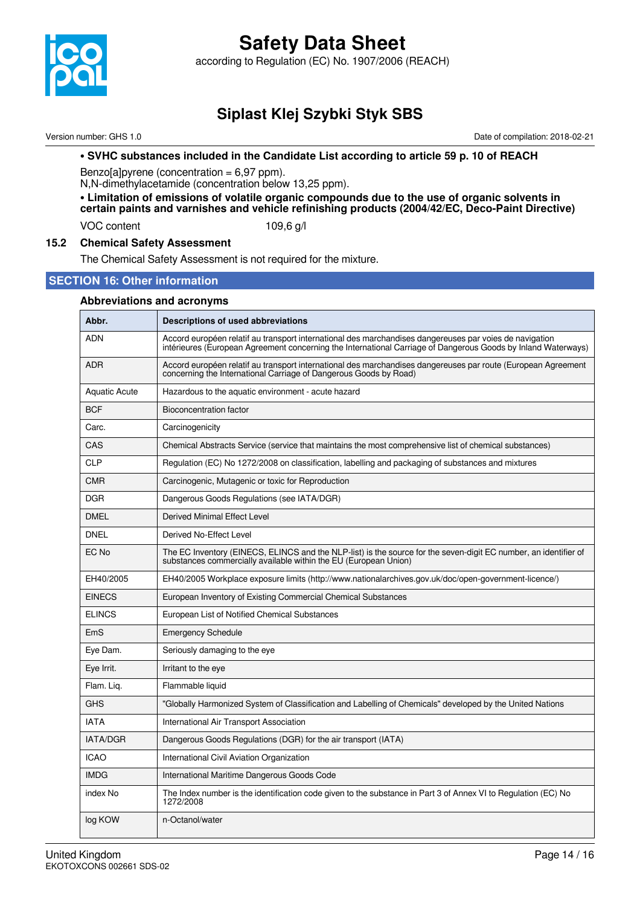- **SVHC substances included in the Candidate List according to article 59 p. 10 of REACH**

Benzo[a]pyrene (concentration = 6,97 ppm).
N,N-dimethylacetamide (concentration below 13,25 ppm).

- **Limitation of emissions of volatile organic compounds due to the use of organic solvents in certain paints and varnishes and vehicle refinishing products (2004/42/EC, Deco-Paint Directive)**

| | |
|---|---|
| VOC content | 109,6 g/l |

### 15.2 Chemical Safety Assessment

The Chemical Safety Assessment is not required for the mixture.

## SECTION 16: Other information

### Abbreviations and acronyms

| Abbr. | Descriptions of used abbreviations |
|---|---|
| ADN | Accord européen relatif au transport international des marchandises dangereuses par voies de navigation intérieures (European Agreement concerning the International Carriage of Dangerous Goods by Inland Waterways) |
| ADR | Accord européen relatif au transport international des marchandises dangereuses par route (European Agreement concerning the International Carriage of Dangerous Goods by Road) |
| Aquatic Acute | Hazardous to the aquatic environment - acute hazard |
| BCF | Bioconcentration factor |
| Carc. | Carcinogenicity |
| CAS | Chemical Abstracts Service (service that maintains the most comprehensive list of chemical substances) |
| CLP | Regulation (EC) No 1272/2008 on classification, labelling and packaging of substances and mixtures |
| CMR | Carcinogenic, Mutagenic or toxic for Reproduction |
| DGR | Dangerous Goods Regulations (see IATA/DGR) |
| DMEL | Derived Minimal Effect Level |
| DNEL | Derived No-Effect Level |
| EC No | The EC Inventory (EINECS, ELINCS and the NLP-list) is the source for the seven-digit EC number, an identifier of substances commercially available within the EU (European Union) |
| EH40/2005 | EH40/2005 Workplace exposure limits (http://www.nationalarchives.gov.uk/doc/open-government-licence/) |
| EINECS | European Inventory of Existing Commercial Chemical Substances |
| ELINCS | European List of Notified Chemical Substances |
| EmS | Emergency Schedule |
| Eye Dam. | Seriously damaging to the eye |
| Eye Irrit. | Irritant to the eye |
| Flam. Liq. | Flammable liquid |
| GHS | "Globally Harmonized System of Classification and Labelling of Chemicals" developed by the United Nations |
| IATA | International Air Transport Association |
| IATA/DGR | Dangerous Goods Regulations (DGR) for the air transport (IATA) |
| ICAO | International Civil Aviation Organization |
| IMDG | International Maritime Dangerous Goods Code |
| index No | The Index number is the identification code given to the substance in Part 3 of Annex VI to Regulation (EC) No 1272/2008 |
| log KOW | n-Octanol/water |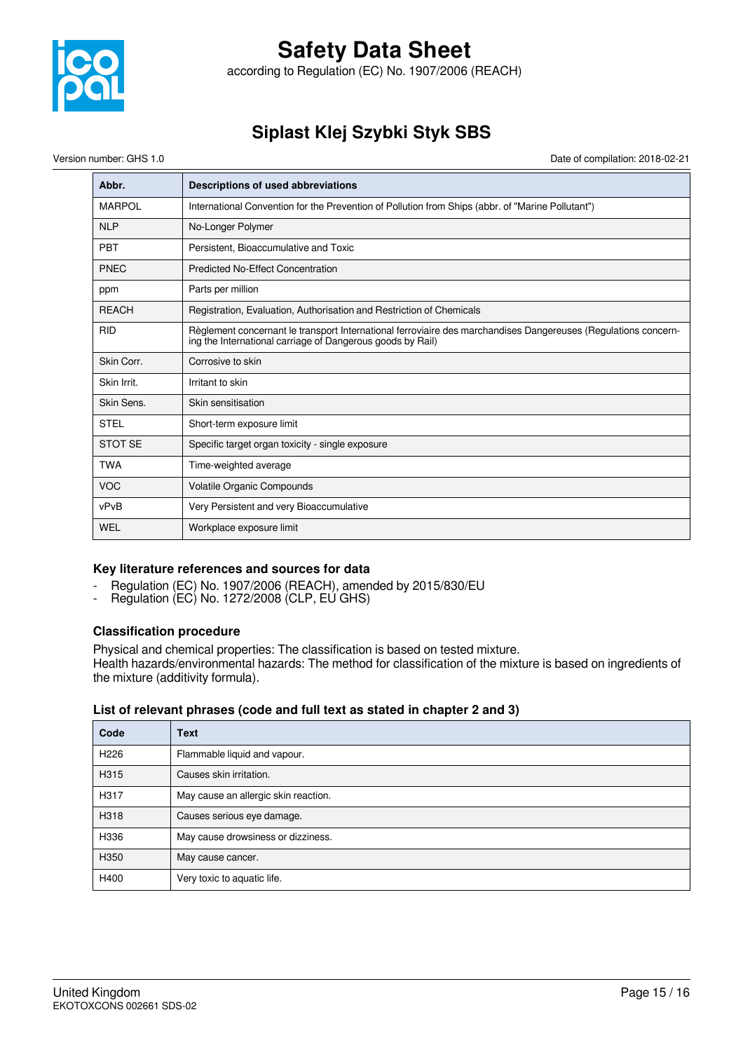| Abbr. | Descriptions of used abbreviations |
|---|---|
| MARPOL | International Convention for the Prevention of Pollution from Ships (abbr. of "Marine Pollutant") |
| NLP | No-Longer Polymer |
| PBT | Persistent, Bioaccumulative and Toxic |
| PNEC | Predicted No-Effect Concentration |
| ppm | Parts per million |
| REACH | Registration, Evaluation, Authorisation and Restriction of Chemicals |
| RID | Règlement concernant le transport International ferroviaire des marchandises Dangereuses (Regulations concerning the International carriage of Dangerous goods by Rail) |
| Skin Corr. | Corrosive to skin |
| Skin Irrit. | Irritant to skin |
| Skin Sens. | Skin sensitisation |
| STEL | Short-term exposure limit |
| STOT SE | Specific target organ toxicity - single exposure |
| TWA | Time-weighted average |
| VOC | Volatile Organic Compounds |
| vPvB | Very Persistent and very Bioaccumulative |
| WEL | Workplace exposure limit |

### Key literature references and sources for data

- Regulation (EC) No. 1907/2006 (REACH), amended by 2015/830/EU
- Regulation (EC) No. 1272/2008 (CLP, EU GHS)

### Classification procedure

Physical and chemical properties: The classification is based on tested mixture.
Health hazards/environmental hazards: The method for classification of the mixture is based on ingredients of the mixture (additivity formula).

### List of relevant phrases (code and full text as stated in chapter 2 and 3)

| Code | Text |
|---|---|
| H226 | Flammable liquid and vapour. |
| H315 | Causes skin irritation. |
| H317 | May cause an allergic skin reaction. |
| H318 | Causes serious eye damage. |
| H336 | May cause drowsiness or dizziness. |
| H350 | May cause cancer. |
| H400 | Very toxic to aquatic life. |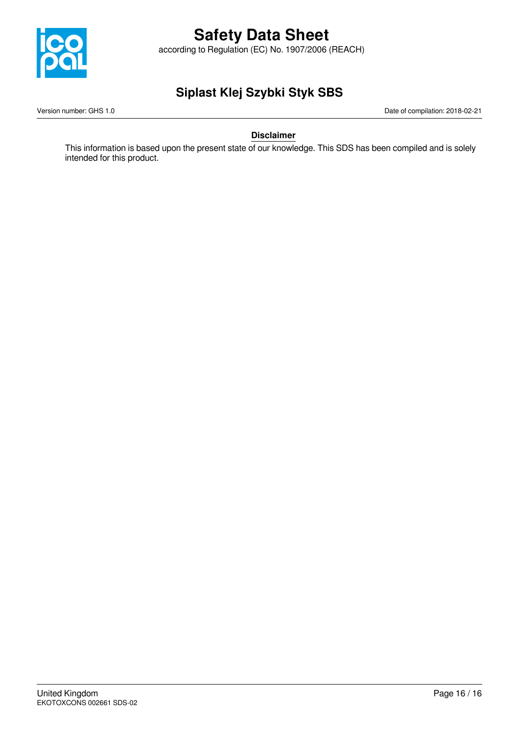## Disclaimer

This information is based upon the present state of our knowledge. This SDS has been compiled and is solely intended for this product.